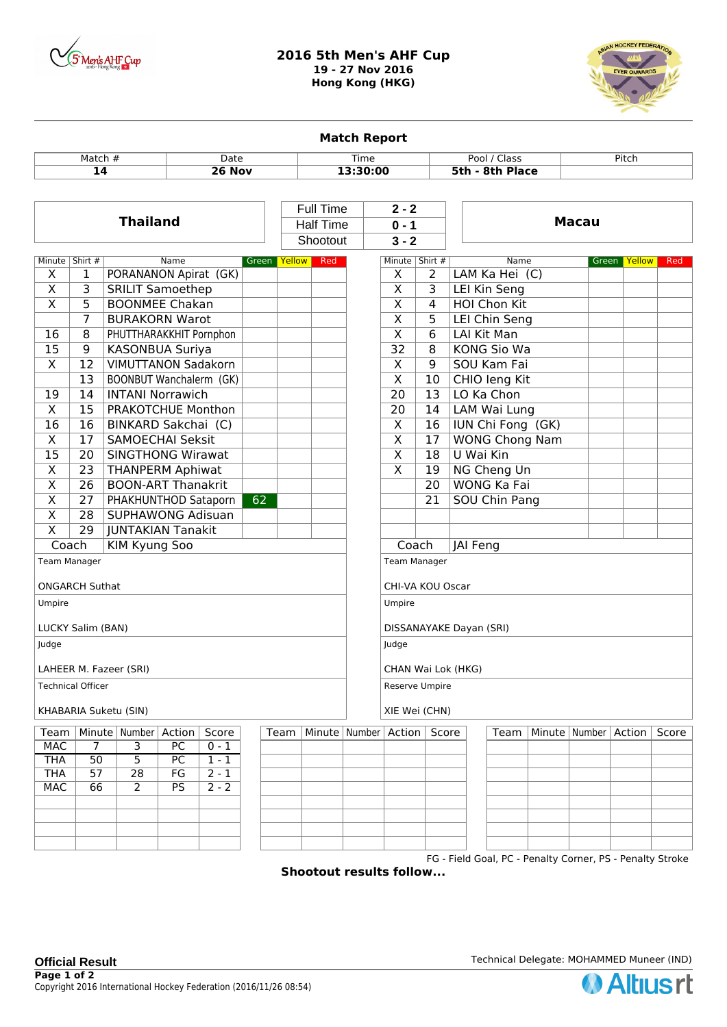# 2016 5th Men's AHF Cup

**19 - 27 Nov 2016**
**Hong Kong (HKG)**

## Match Report

| Match # | Date | Time | Pool / Class | Pitch |
|---|---|---|---|---|
| **14** | **26 Nov** | **13:30:00** | **5th - 8th Place** | |

| Thailand | | | Macau |
|---|---|---|---|
| | Full Time | **2 - 2** | |
| | Half Time | **0 - 1** | |
| | Shootout | **3 - 2** | |

### Thailand

| Minute | Shirt # | Name | Green | Yellow | Red |
|---|---|---|---|---|---|
| X | 1 | PORANANON Apirat (GK) | | | |
| X | 3 | SRILIT Samoethep | | | |
| X | 5 | BOONMEE Chakan | | | |
| | 7 | BURAKORN Warot | | | |
| 16 | 8 | PHUTTHARAKKHIT Pornphon | | | |
| 15 | 9 | KASONBUA Suriya | | | |
| X | 12 | VIMUTTANON Sadakorn | | | |
| | 13 | BOONBUT Wanchalerm (GK) | | | |
| 19 | 14 | INTANI Norrawich | | | |
| X | 15 | PRAKOTCHUE Monthon | | | |
| 16 | 16 | BINKARD Sakchai (C) | | | |
| X | 17 | SAMOECHAI Seksit | | | |
| 15 | 20 | SINGTHONG Wirawat | | | |
| X | 23 | THANPERM Aphiwat | | | |
| X | 26 | BOON-ART Thanakrit | | | |
| X | 27 | PHAKHUNTHOD Sataporn | 62 | | |
| X | 28 | SUPHAWONG Adisuan | | | |
| X | 29 | JUNTAKIAN Tanakit | | | |
| Coach | | KIM Kyung Soo | | | |

Team Manager: ONGARCH Suthat

Umpire: LUCKY Salim (BAN)

Judge: LAHEER M. Fazeer (SRI)

Technical Officer: KHABARIA Suketu (SIN)

### Macau

| Minute | Shirt # | Name | Green | Yellow | Red |
|---|---|---|---|---|---|
| X | 2 | LAM Ka Hei (C) | | | |
| X | 3 | LEI Kin Seng | | | |
| X | 4 | HOI Chon Kit | | | |
| X | 5 | LEI Chin Seng | | | |
| X | 6 | LAI Kit Man | | | |
| 32 | 8 | KONG Sio Wa | | | |
| X | 9 | SOU Kam Fai | | | |
| X | 10 | CHIO Ieng Kit | | | |
| 20 | 13 | LO Ka Chon | | | |
| 20 | 14 | LAM Wai Lung | | | |
| X | 16 | IUN Chi Fong (GK) | | | |
| X | 17 | WONG Chong Nam | | | |
| X | 18 | U Wai Kin | | | |
| X | 19 | NG Cheng Un | | | |
| | 20 | WONG Ka Fai | | | |
| | 21 | SOU Chin Pang | | | |
| Coach | | JAI Feng | | | |

Team Manager: CHI-VA KOU Oscar

Umpire: DISSANAYAKE Dayan (SRI)

Judge: CHAN Wai Lok (HKG)

Reserve Umpire: XIE Wei (CHN)

### Goals

| Team | Minute | Number | Action | Score |
|---|---|---|---|---|
| MAC | 7 | 3 | PC | 0 - 1 |
| THA | 50 | 5 | PC | 1 - 1 |
| THA | 57 | 28 | FG | 2 - 1 |
| MAC | 66 | 2 | PS | 2 - 2 |

FG - Field Goal, PC - Penalty Corner, PS - Penalty Stroke

**Shootout results follow...**

**Official Result**

Technical Delegate: MOHAMMED Muneer (IND)

Copyright 2016 International Hockey Federation (2016/11/26 08:54)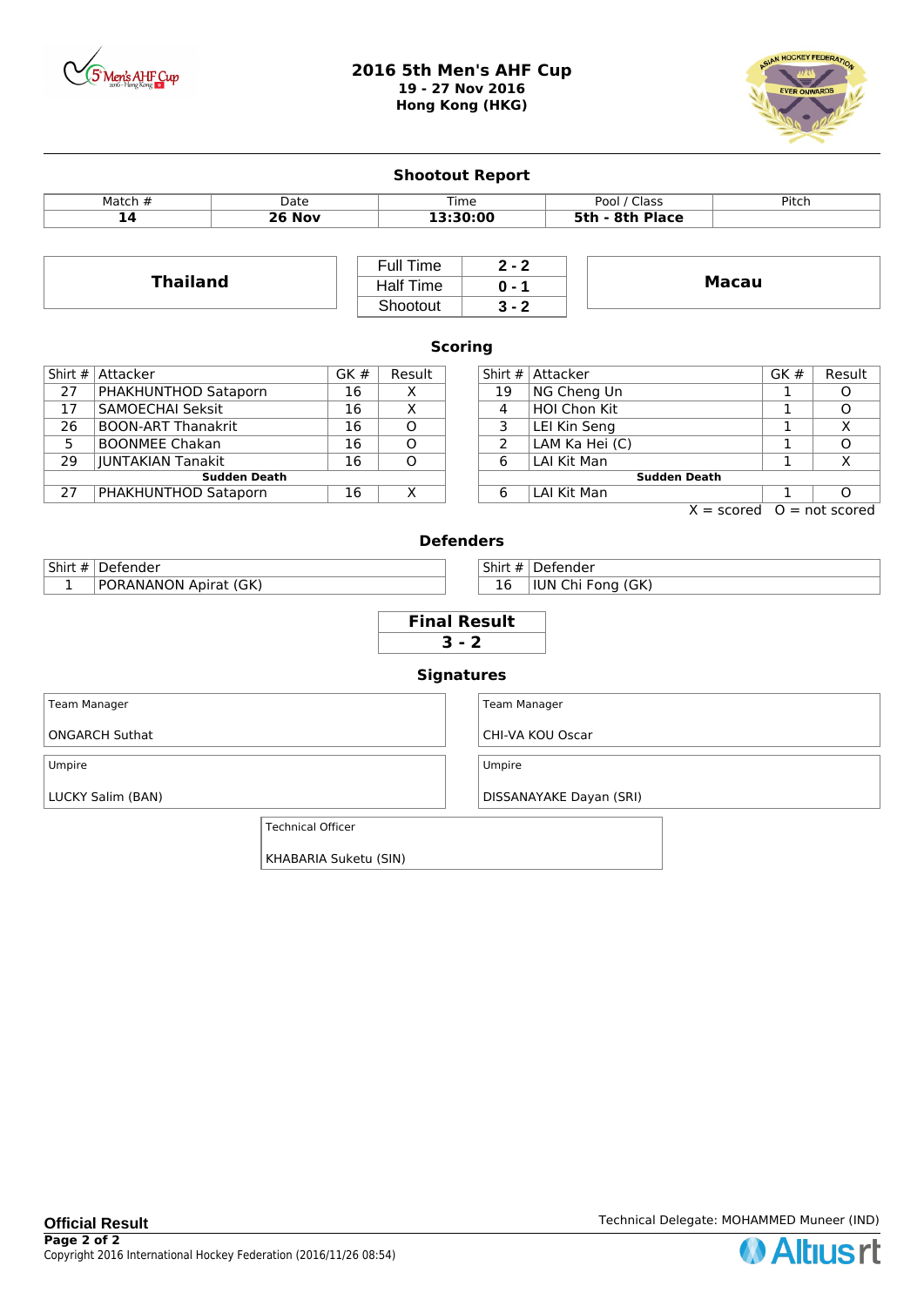# 2016 5th Men's AHF Cup

**19 - 27 Nov 2016**
**Hong Kong (HKG)**

## Shootout Report

| Match # | Date | Time | Pool / Class | Pitch |
|---|---|---|---|---|
| **14** | **26 Nov** | **13:30:00** | **5th - 8th Place** | |

| **Thailand** | | | **Macau** |
|---|---|---|---|
| | Full Time | **2 - 2** | |
| | Half Time | **0 - 1** | |
| | Shootout | **3 - 2** | |

### Scoring

| Shirt # | Attacker | GK # | Result |
|---|---|---|---|
| 27 | PHAKHUNTHOD Sataporn | 16 | X |
| 17 | SAMOECHAI Seksit | 16 | X |
| 26 | BOON-ART Thanakrit | 16 | O |
| 5 | BOONMEE Chakan | 16 | O |
| 29 | JUNTAKIAN Tanakit | 16 | O |
| **Sudden Death** | | | |
| 27 | PHAKHUNTHOD Sataporn | 16 | X |

| Shirt # | Attacker | GK # | Result |
|---|---|---|---|
| 19 | NG Cheng Un | 1 | O |
| 4 | HOI Chon Kit | 1 | O |
| 3 | LEI Kin Seng | 1 | X |
| 2 | LAM Ka Hei (C) | 1 | O |
| 6 | LAI Kit Man | 1 | X |
| **Sudden Death** | | | |
| 6 | LAI Kit Man | 1 | O |

X = scored O = not scored

### Defenders

| Shirt # | Defender |
|---|---|
| 1 | PORANANON Apirat (GK) |

| Shirt # | Defender |
|---|---|
| 16 | IUN Chi Fong (GK) |

| **Final Result** |
|---|
| **3 - 2** |

### Signatures

Team Manager
ONGARCH Suthat

Team Manager
CHI-VA KOU Oscar

Umpire
LUCKY Salim (BAN)

Umpire
DISSANAYAKE Dayan (SRI)

Technical Officer
KHABARIA Suketu (SIN)

**Official Result**

Technical Delegate: MOHAMMED Muneer (IND)

Copyright 2016 International Hockey Federation (2016/11/26 08:54)